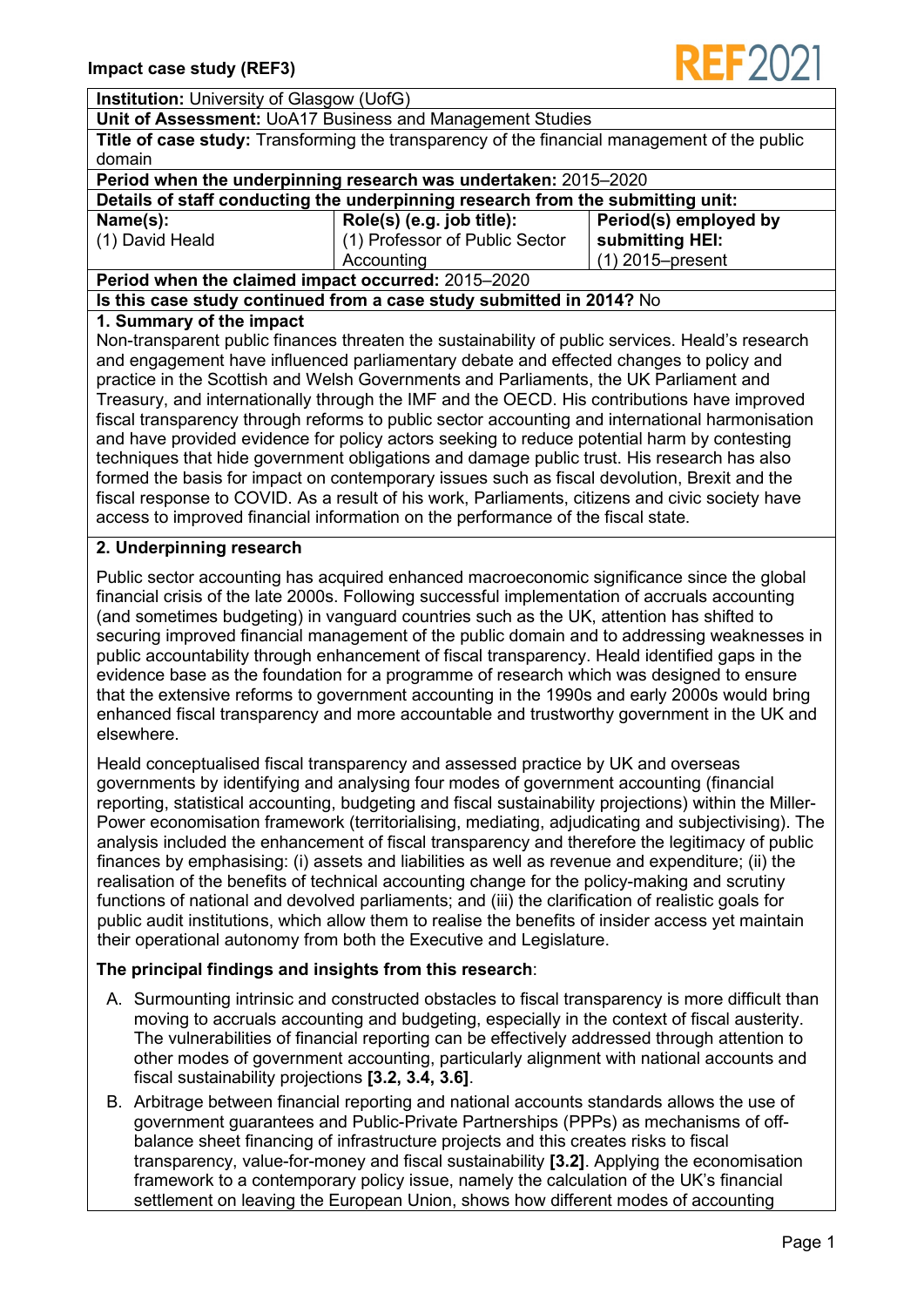**Institution:** University of Glasgow (UofG)

**Unit of Assessment:** UoA17 Business and Management Studies

**Title of case study:** Transforming the transparency of the financial management of the public domain

**Period when the underpinning research was undertaken:** 2015–2020

**Details of staff conducting the underpinning research from the submitting unit:**

| Name(s): | Role(s) (e.g. job title): | Period(s) employed by submitting HEI: |
|---|---|---|
| (1) David Heald | (1) Professor of Public Sector Accounting | (1) 2015–present |

**Period when the claimed impact occurred:** 2015–2020

**Is this case study continued from a case study submitted in 2014?** No

## 1. Summary of the impact

Non-transparent public finances threaten the sustainability of public services. Heald's research and engagement have influenced parliamentary debate and effected changes to policy and practice in the Scottish and Welsh Governments and Parliaments, the UK Parliament and Treasury, and internationally through the IMF and the OECD. His contributions have improved fiscal transparency through reforms to public sector accounting and international harmonisation and have provided evidence for policy actors seeking to reduce potential harm by contesting techniques that hide government obligations and damage public trust. His research has also formed the basis for impact on contemporary issues such as fiscal devolution, Brexit and the fiscal response to COVID. As a result of his work, Parliaments, citizens and civic society have access to improved financial information on the performance of the fiscal state.

## 2. Underpinning research

Public sector accounting has acquired enhanced macroeconomic significance since the global financial crisis of the late 2000s. Following successful implementation of accruals accounting (and sometimes budgeting) in vanguard countries such as the UK, attention has shifted to securing improved financial management of the public domain and to addressing weaknesses in public accountability through enhancement of fiscal transparency. Heald identified gaps in the evidence base as the foundation for a programme of research which was designed to ensure that the extensive reforms to government accounting in the 1990s and early 2000s would bring enhanced fiscal transparency and more accountable and trustworthy government in the UK and elsewhere.

Heald conceptualised fiscal transparency and assessed practice by UK and overseas governments by identifying and analysing four modes of government accounting (financial reporting, statistical accounting, budgeting and fiscal sustainability projections) within the Miller-Power economisation framework (territorialising, mediating, adjudicating and subjectivising). The analysis included the enhancement of fiscal transparency and therefore the legitimacy of public finances by emphasising: (i) assets and liabilities as well as revenue and expenditure; (ii) the realisation of the benefits of technical accounting change for the policy-making and scrutiny functions of national and devolved parliaments; and (iii) the clarification of realistic goals for public audit institutions, which allow them to realise the benefits of insider access yet maintain their operational autonomy from both the Executive and Legislature.

**The principal findings and insights from this research**:

A. Surmounting intrinsic and constructed obstacles to fiscal transparency is more difficult than moving to accruals accounting and budgeting, especially in the context of fiscal austerity. The vulnerabilities of financial reporting can be effectively addressed through attention to other modes of government accounting, particularly alignment with national accounts and fiscal sustainability projections **[3.2, 3.4, 3.6]**.

B. Arbitrage between financial reporting and national accounts standards allows the use of government guarantees and Public-Private Partnerships (PPPs) as mechanisms of off-balance sheet financing of infrastructure projects and this creates risks to fiscal transparency, value-for-money and fiscal sustainability **[3.2]**. Applying the economisation framework to a contemporary policy issue, namely the calculation of the UK's financial settlement on leaving the European Union, shows how different modes of accounting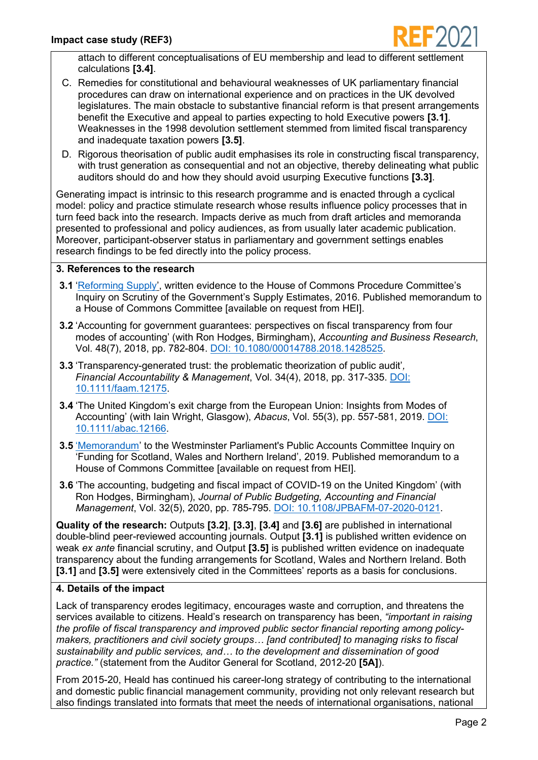attach to different conceptualisations of EU membership and lead to different settlement calculations **[3.4]**.

C. Remedies for constitutional and behavioural weaknesses of UK parliamentary financial procedures can draw on international experience and on practices in the UK devolved legislatures. The main obstacle to substantive financial reform is that present arrangements benefit the Executive and appeal to parties expecting to hold Executive powers **[3.1]**. Weaknesses in the 1998 devolution settlement stemmed from limited fiscal transparency and inadequate taxation powers **[3.5]**.

D. Rigorous theorisation of public audit emphasises its role in constructing fiscal transparency, with trust generation as consequential and not an objective, thereby delineating what public auditors should do and how they should avoid usurping Executive functions **[3.3]**.

Generating impact is intrinsic to this research programme and is enacted through a cyclical model: policy and practice stimulate research whose results influence policy processes that in turn feed back into the research. Impacts derive as much from draft articles and memoranda presented to professional and policy audiences, as from usually later academic publication. Moreover, participant-observer status in parliamentary and government settings enables research findings to be fed directly into the policy process.

## 3. References to the research

**3.1** 'Reforming Supply', written evidence to the House of Commons Procedure Committee's Inquiry on Scrutiny of the Government's Supply Estimates, 2016. Published memorandum to a House of Commons Committee [available on request from HEI].

**3.2** 'Accounting for government guarantees: perspectives on fiscal transparency from four modes of accounting' (with Ron Hodges, Birmingham), *Accounting and Business Research*, Vol. 48(7), 2018, pp. 782-804. DOI: 10.1080/00014788.2018.1428525.

**3.3** 'Transparency-generated trust: the problematic theorization of public audit', *Financial Accountability & Management*, Vol. 34(4), 2018, pp. 317-335. DOI: 10.1111/faam.12175.

**3.4** 'The United Kingdom's exit charge from the European Union: Insights from Modes of Accounting' (with Iain Wright, Glasgow), *Abacus*, Vol. 55(3), pp. 557-581, 2019. DOI: 10.1111/abac.12166.

**3.5** 'Memorandum' to the Westminster Parliament's Public Accounts Committee Inquiry on 'Funding for Scotland, Wales and Northern Ireland', 2019. Published memorandum to a House of Commons Committee [available on request from HEI].

**3.6** 'The accounting, budgeting and fiscal impact of COVID-19 on the United Kingdom' (with Ron Hodges, Birmingham), *Journal of Public Budgeting, Accounting and Financial Management*, Vol. 32(5), 2020, pp. 785-795. DOI: 10.1108/JPBAFM-07-2020-0121.

**Quality of the research:** Outputs **[3.2]**, **[3.3]**, **[3.4]** and **[3.6]** are published in international double-blind peer-reviewed accounting journals. Output **[3.1]** is published written evidence on weak *ex ante* financial scrutiny, and Output **[3.5]** is published written evidence on inadequate transparency about the funding arrangements for Scotland, Wales and Northern Ireland. Both **[3.1]** and **[3.5]** were extensively cited in the Committees' reports as a basis for conclusions.

## 4. Details of the impact

Lack of transparency erodes legitimacy, encourages waste and corruption, and threatens the services available to citizens. Heald's research on transparency has been, *"important in raising the profile of fiscal transparency and improved public sector financial reporting among policy-makers, practitioners and civil society groups… [and contributed] to managing risks to fiscal sustainability and public services, and… to the development and dissemination of good practice."* (statement from the Auditor General for Scotland, 2012-20 **[5A]**).

From 2015-20, Heald has continued his career-long strategy of contributing to the international and domestic public financial management community, providing not only relevant research but also findings translated into formats that meet the needs of international organisations, national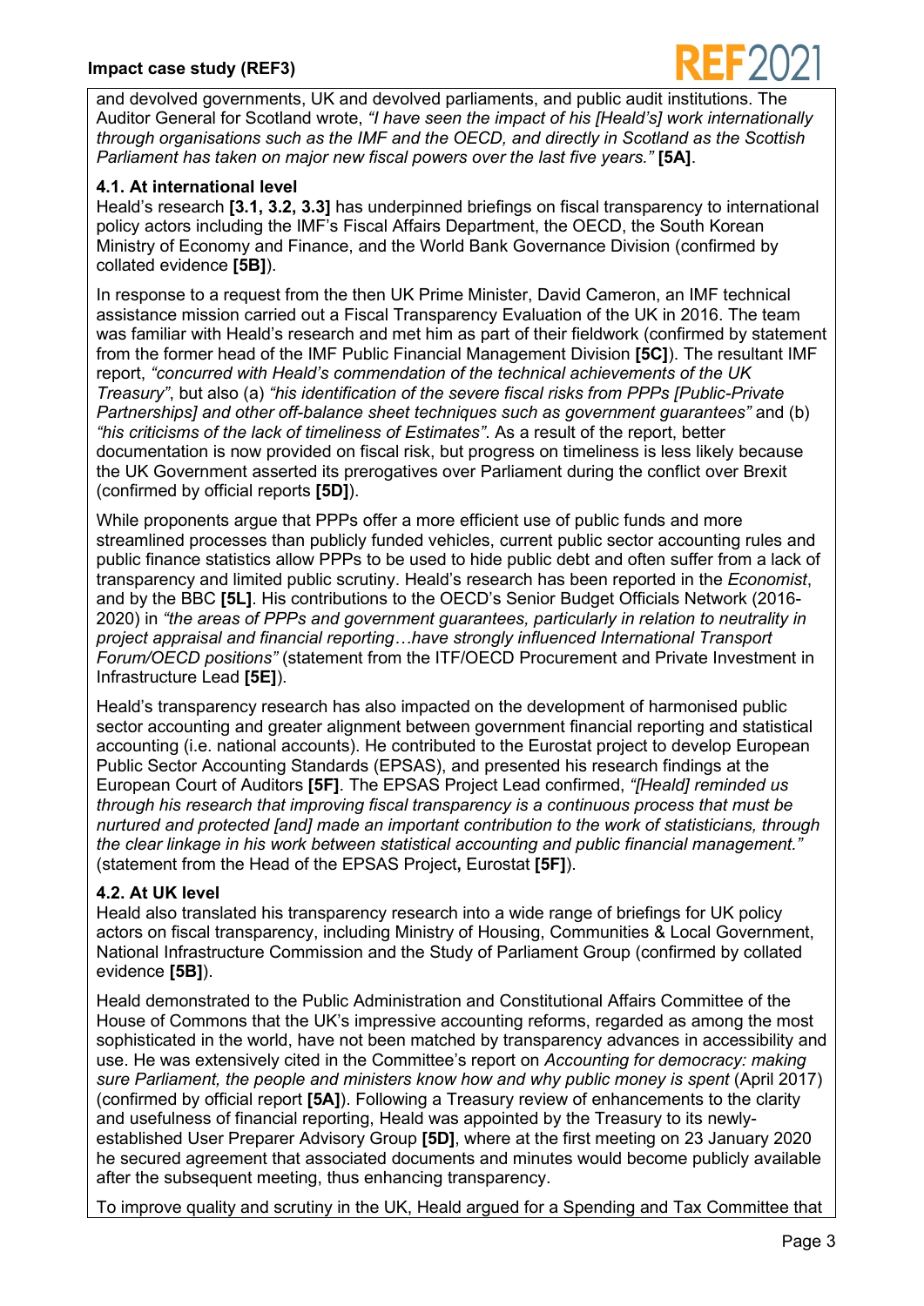and devolved governments, UK and devolved parliaments, and public audit institutions. The Auditor General for Scotland wrote, *"I have seen the impact of his [Heald's] work internationally through organisations such as the IMF and the OECD, and directly in Scotland as the Scottish Parliament has taken on major new fiscal powers over the last five years."* **[5A]**.

### 4.1. At international level

Heald's research **[3.1, 3.2, 3.3]** has underpinned briefings on fiscal transparency to international policy actors including the IMF's Fiscal Affairs Department, the OECD, the South Korean Ministry of Economy and Finance, and the World Bank Governance Division (confirmed by collated evidence **[5B]**).

In response to a request from the then UK Prime Minister, David Cameron, an IMF technical assistance mission carried out a Fiscal Transparency Evaluation of the UK in 2016. The team was familiar with Heald's research and met him as part of their fieldwork (confirmed by statement from the former head of the IMF Public Financial Management Division **[5C]**). The resultant IMF report, *"concurred with Heald's commendation of the technical achievements of the UK Treasury"*, but also (a) *"his identification of the severe fiscal risks from PPPs [Public-Private Partnerships] and other off-balance sheet techniques such as government guarantees"* and (b) *"his criticisms of the lack of timeliness of Estimates"*. As a result of the report, better documentation is now provided on fiscal risk, but progress on timeliness is less likely because the UK Government asserted its prerogatives over Parliament during the conflict over Brexit (confirmed by official reports **[5D]**).

While proponents argue that PPPs offer a more efficient use of public funds and more streamlined processes than publicly funded vehicles, current public sector accounting rules and public finance statistics allow PPPs to be used to hide public debt and often suffer from a lack of transparency and limited public scrutiny. Heald's research has been reported in the *Economist*, and by the BBC **[5L]**. His contributions to the OECD's Senior Budget Officials Network (2016-2020) in *"the areas of PPPs and government guarantees, particularly in relation to neutrality in project appraisal and financial reporting…have strongly influenced International Transport Forum/OECD positions"* (statement from the ITF/OECD Procurement and Private Investment in Infrastructure Lead **[5E]**).

Heald's transparency research has also impacted on the development of harmonised public sector accounting and greater alignment between government financial reporting and statistical accounting (i.e. national accounts). He contributed to the Eurostat project to develop European Public Sector Accounting Standards (EPSAS), and presented his research findings at the European Court of Auditors **[5F]**. The EPSAS Project Lead confirmed, *"[Heald] reminded us through his research that improving fiscal transparency is a continuous process that must be nurtured and protected [and] made an important contribution to the work of statisticians, through the clear linkage in his work between statistical accounting and public financial management."* (statement from the Head of the EPSAS Project**,** Eurostat **[5F]**).

### 4.2. At UK level

Heald also translated his transparency research into a wide range of briefings for UK policy actors on fiscal transparency, including Ministry of Housing, Communities & Local Government, National Infrastructure Commission and the Study of Parliament Group (confirmed by collated evidence **[5B]**).

Heald demonstrated to the Public Administration and Constitutional Affairs Committee of the House of Commons that the UK's impressive accounting reforms, regarded as among the most sophisticated in the world, have not been matched by transparency advances in accessibility and use. He was extensively cited in the Committee's report on *Accounting for democracy: making sure Parliament, the people and ministers know how and why public money is spent* (April 2017) (confirmed by official report **[5A]**). Following a Treasury review of enhancements to the clarity and usefulness of financial reporting, Heald was appointed by the Treasury to its newly-established User Preparer Advisory Group **[5D]**, where at the first meeting on 23 January 2020 he secured agreement that associated documents and minutes would become publicly available after the subsequent meeting, thus enhancing transparency.

To improve quality and scrutiny in the UK, Heald argued for a Spending and Tax Committee that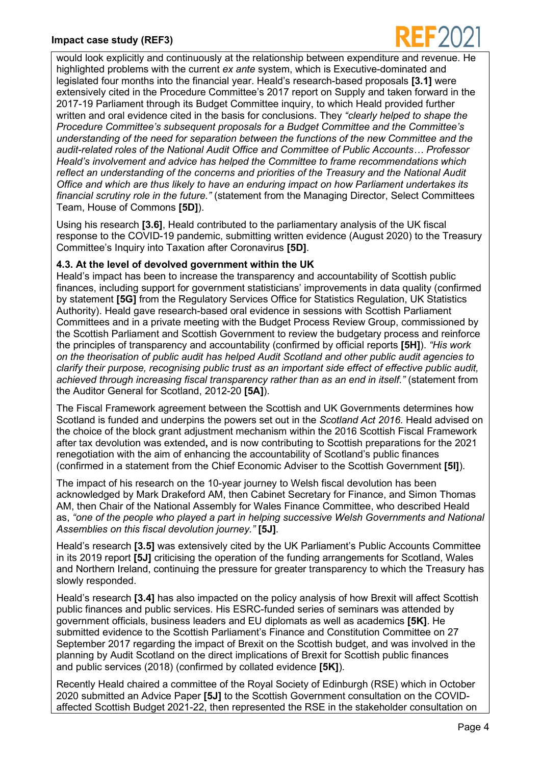would look explicitly and continuously at the relationship between expenditure and revenue. He highlighted problems with the current *ex ante* system, which is Executive-dominated and legislated four months into the financial year. Heald's research-based proposals **[3.1]** were extensively cited in the Procedure Committee's 2017 report on Supply and taken forward in the 2017-19 Parliament through its Budget Committee inquiry, to which Heald provided further written and oral evidence cited in the basis for conclusions. They *"clearly helped to shape the Procedure Committee's subsequent proposals for a Budget Committee and the Committee's understanding of the need for separation between the functions of the new Committee and the audit-related roles of the National Audit Office and Committee of Public Accounts… Professor Heald's involvement and advice has helped the Committee to frame recommendations which reflect an understanding of the concerns and priorities of the Treasury and the National Audit Office and which are thus likely to have an enduring impact on how Parliament undertakes its financial scrutiny role in the future."* (statement from the Managing Director, Select Committees Team, House of Commons **[5D]**).

Using his research **[3.6]**, Heald contributed to the parliamentary analysis of the UK fiscal response to the COVID-19 pandemic, submitting written evidence (August 2020) to the Treasury Committee's Inquiry into Taxation after Coronavirus **[5D]**.

**4.3. At the level of devolved government within the UK**

Heald's impact has been to increase the transparency and accountability of Scottish public finances, including support for government statisticians' improvements in data quality (confirmed by statement **[5G]** from the Regulatory Services Office for Statistics Regulation, UK Statistics Authority). Heald gave research-based oral evidence in sessions with Scottish Parliament Committees and in a private meeting with the Budget Process Review Group, commissioned by the Scottish Parliament and Scottish Government to review the budgetary process and reinforce the principles of transparency and accountability (confirmed by official reports **[5H]**). *"His work on the theorisation of public audit has helped Audit Scotland and other public audit agencies to clarify their purpose, recognising public trust as an important side effect of effective public audit, achieved through increasing fiscal transparency rather than as an end in itself."* (statement from the Auditor General for Scotland, 2012-20 **[5A]**).

The Fiscal Framework agreement between the Scottish and UK Governments determines how Scotland is funded and underpins the powers set out in the *Scotland Act 2016*. Heald advised on the choice of the block grant adjustment mechanism within the 2016 Scottish Fiscal Framework after tax devolution was extended**,** and is now contributing to Scottish preparations for the 2021 renegotiation with the aim of enhancing the accountability of Scotland's public finances (confirmed in a statement from the Chief Economic Adviser to the Scottish Government **[5I]**).

The impact of his research on the 10-year journey to Welsh fiscal devolution has been acknowledged by Mark Drakeford AM, then Cabinet Secretary for Finance, and Simon Thomas AM, then Chair of the National Assembly for Wales Finance Committee, who described Heald as, *"one of the people who played a part in helping successive Welsh Governments and National Assemblies on this fiscal devolution journey."* **[5J]**.

Heald's research **[3.5]** was extensively cited by the UK Parliament's Public Accounts Committee in its 2019 report **[5J]** criticising the operation of the funding arrangements for Scotland, Wales and Northern Ireland, continuing the pressure for greater transparency to which the Treasury has slowly responded.

Heald's research **[3.4]** has also impacted on the policy analysis of how Brexit will affect Scottish public finances and public services. His ESRC-funded series of seminars was attended by government officials, business leaders and EU diplomats as well as academics **[5K]**. He submitted evidence to the Scottish Parliament's Finance and Constitution Committee on 27 September 2017 regarding the impact of Brexit on the Scottish budget, and was involved in the planning by Audit Scotland on the direct implications of Brexit for Scottish public finances and public services (2018) (confirmed by collated evidence **[5K]**).

Recently Heald chaired a committee of the Royal Society of Edinburgh (RSE) which in October 2020 submitted an Advice Paper **[5J]** to the Scottish Government consultation on the COVID-affected Scottish Budget 2021-22, then represented the RSE in the stakeholder consultation on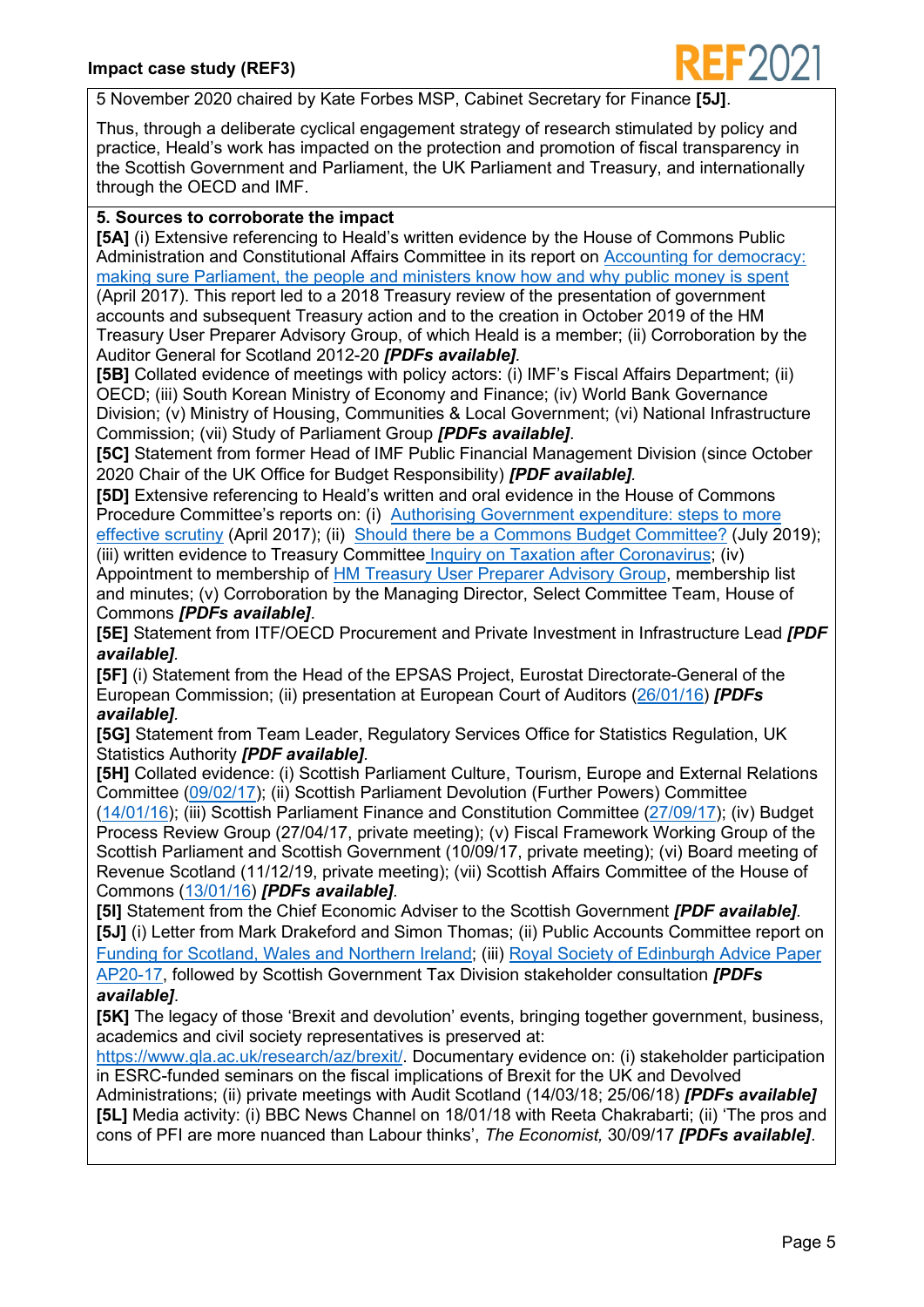5 November 2020 chaired by Kate Forbes MSP, Cabinet Secretary for Finance **[5J]**.

Thus, through a deliberate cyclical engagement strategy of research stimulated by policy and practice, Heald's work has impacted on the protection and promotion of fiscal transparency in the Scottish Government and Parliament, the UK Parliament and Treasury, and internationally through the OECD and IMF.

## 5. Sources to corroborate the impact

**[5A]** (i) Extensive referencing to Heald's written evidence by the House of Commons Public Administration and Constitutional Affairs Committee in its report on Accounting for democracy: making sure Parliament, the people and ministers know how and why public money is spent (April 2017). This report led to a 2018 Treasury review of the presentation of government accounts and subsequent Treasury action and to the creation in October 2019 of the HM Treasury User Preparer Advisory Group, of which Heald is a member; (ii) Corroboration by the Auditor General for Scotland 2012-20 ***[PDFs available]***.

**[5B]** Collated evidence of meetings with policy actors: (i) IMF's Fiscal Affairs Department; (ii) OECD; (iii) South Korean Ministry of Economy and Finance; (iv) World Bank Governance Division; (v) Ministry of Housing, Communities & Local Government; (vi) National Infrastructure Commission; (vii) Study of Parliament Group ***[PDFs available]***.

**[5C]** Statement from former Head of IMF Public Financial Management Division (since October 2020 Chair of the UK Office for Budget Responsibility) ***[PDF available]***.

**[5D]** Extensive referencing to Heald's written and oral evidence in the House of Commons Procedure Committee's reports on: (i) Authorising Government expenditure: steps to more effective scrutiny (April 2017); (ii) Should there be a Commons Budget Committee? (July 2019); (iii) written evidence to Treasury Committee Inquiry on Taxation after Coronavirus; (iv) Appointment to membership of HM Treasury User Preparer Advisory Group, membership list and minutes; (v) Corroboration by the Managing Director, Select Committee Team, House of Commons ***[PDFs available]***.

**[5E]** Statement from ITF/OECD Procurement and Private Investment in Infrastructure Lead ***[PDF available]***.

**[5F]** (i) Statement from the Head of the EPSAS Project, Eurostat Directorate-General of the European Commission; (ii) presentation at European Court of Auditors (26/01/16) ***[PDFs available]***.

**[5G]** Statement from Team Leader, Regulatory Services Office for Statistics Regulation, UK Statistics Authority ***[PDF available]***.

**[5H]** Collated evidence: (i) Scottish Parliament Culture, Tourism, Europe and External Relations Committee (09/02/17); (ii) Scottish Parliament Devolution (Further Powers) Committee (14/01/16); (iii) Scottish Parliament Finance and Constitution Committee (27/09/17); (iv) Budget Process Review Group (27/04/17, private meeting); (v) Fiscal Framework Working Group of the Scottish Parliament and Scottish Government (10/09/17, private meeting); (vi) Board meeting of Revenue Scotland (11/12/19, private meeting); (vii) Scottish Affairs Committee of the House of Commons (13/01/16) ***[PDFs available]***.

**[5I]** Statement from the Chief Economic Adviser to the Scottish Government ***[PDF available]***.

**[5J]** (i) Letter from Mark Drakeford and Simon Thomas; (ii) Public Accounts Committee report on Funding for Scotland, Wales and Northern Ireland; (iii) Royal Society of Edinburgh Advice Paper AP20-17, followed by Scottish Government Tax Division stakeholder consultation ***[PDFs available]***.

**[5K]** The legacy of those 'Brexit and devolution' events, bringing together government, business, academics and civil society representatives is preserved at: https://www.gla.ac.uk/research/az/brexit/. Documentary evidence on: (i) stakeholder participation in ESRC-funded seminars on the fiscal implications of Brexit for the UK and Devolved Administrations; (ii) private meetings with Audit Scotland (14/03/18; 25/06/18) ***[PDFs available]***

**[5L]** Media activity: (i) BBC News Channel on 18/01/18 with Reeta Chakrabarti; (ii) 'The pros and cons of PFI are more nuanced than Labour thinks', *The Economist,* 30/09/17 ***[PDFs available]***.